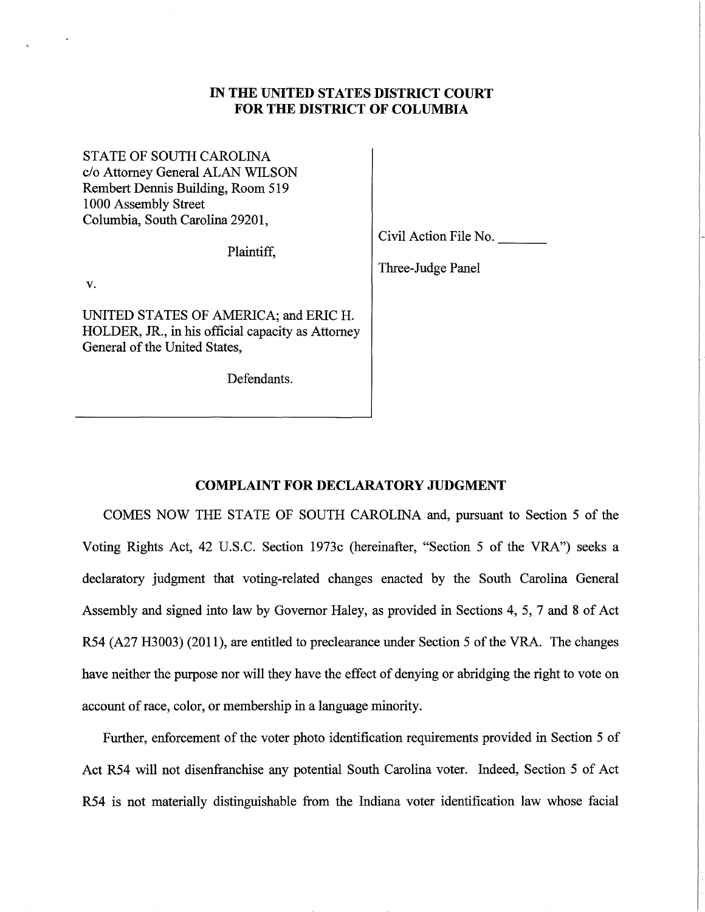**IN THE UNITED STATES DISTRICT COURT**
**FOR THE DISTRICT OF COLUMBIA**

STATE OF SOUTH CAROLINA
c/o Attorney General ALAN WILSON
Rembert Dennis Building, Room 519
1000 Assembly Street
Columbia, South Carolina 29201,

Plaintiff,

v.

UNITED STATES OF AMERICA; and ERIC H. HOLDER, JR., in his official capacity as Attorney General of the United States,

Defendants.

Civil Action File No. _______

Three-Judge Panel

**COMPLAINT FOR DECLARATORY JUDGMENT**

COMES NOW THE STATE OF SOUTH CAROLINA and, pursuant to Section 5 of the Voting Rights Act, 42 U.S.C. Section 1973c (hereinafter, "Section 5 of the VRA") seeks a declaratory judgment that voting-related changes enacted by the South Carolina General Assembly and signed into law by Governor Haley, as provided in Sections 4, 5, 7 and 8 of Act R54 (A27 H3003) (2011), are entitled to preclearance under Section 5 of the VRA. The changes have neither the purpose nor will they have the effect of denying or abridging the right to vote on account of race, color, or membership in a language minority.

Further, enforcement of the voter photo identification requirements provided in Section 5 of Act R54 will not disenfranchise any potential South Carolina voter. Indeed, Section 5 of Act R54 is not materially distinguishable from the Indiana voter identification law whose facial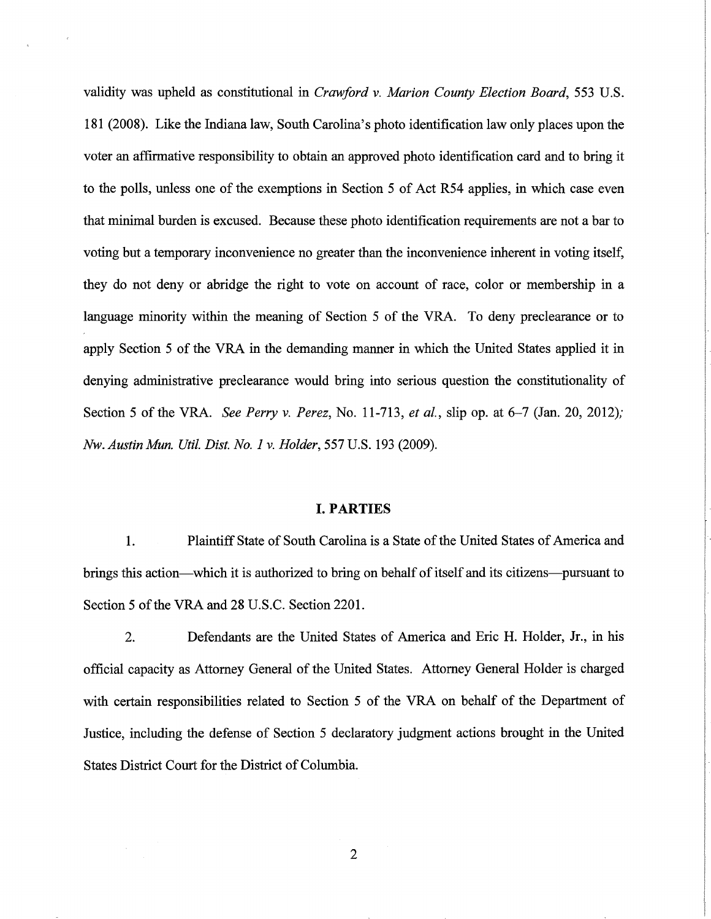validity was upheld as constitutional in *Crawford v. Marion County Election Board*, 553 U.S. 181 (2008). Like the Indiana law, South Carolina's photo identification law only places upon the voter an affirmative responsibility to obtain an approved photo identification card and to bring it to the polls, unless one of the exemptions in Section 5 of Act R54 applies, in which case even that minimal burden is excused. Because these photo identification requirements are not a bar to voting but a temporary inconvenience no greater than the inconvenience inherent in voting itself, they do not deny or abridge the right to vote on account of race, color or membership in a language minority within the meaning of Section 5 of the VRA. To deny preclearance or to apply Section 5 of the VRA in the demanding manner in which the United States applied it in denying administrative preclearance would bring into serious question the constitutionality of Section 5 of the VRA. *See Perry v. Perez*, No. 11-713, *et al.*, slip op. at 6–7 (Jan. 20, 2012); *Nw. Austin Mun. Util. Dist. No. 1 v. Holder*, 557 U.S. 193 (2009).

## I. PARTIES

1. Plaintiff State of South Carolina is a State of the United States of America and brings this action—which it is authorized to bring on behalf of itself and its citizens—pursuant to Section 5 of the VRA and 28 U.S.C. Section 2201.

2. Defendants are the United States of America and Eric H. Holder, Jr., in his official capacity as Attorney General of the United States. Attorney General Holder is charged with certain responsibilities related to Section 5 of the VRA on behalf of the Department of Justice, including the defense of Section 5 declaratory judgment actions brought in the United States District Court for the District of Columbia.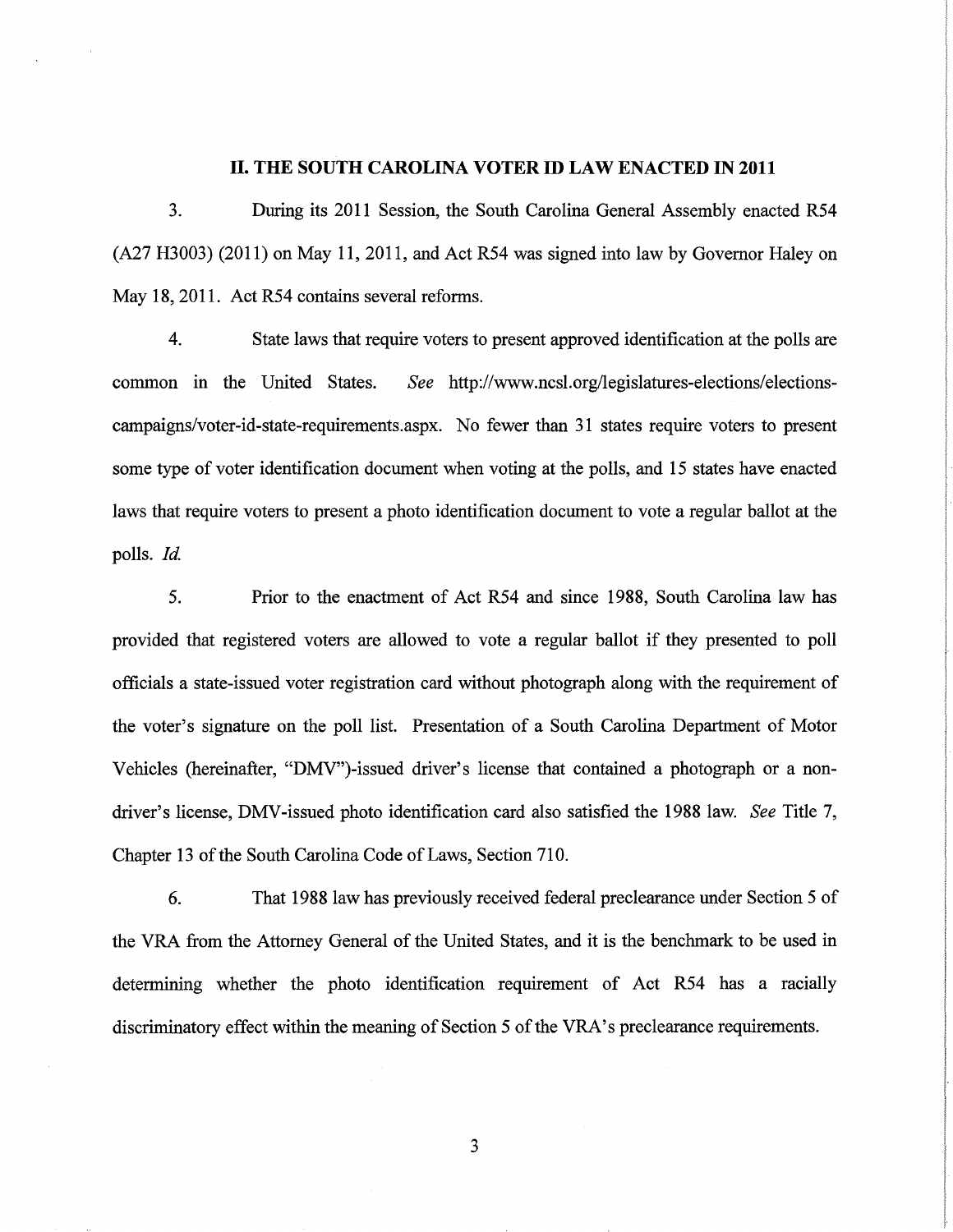## II. THE SOUTH CAROLINA VOTER ID LAW ENACTED IN 2011

3. During its 2011 Session, the South Carolina General Assembly enacted R54 (A27 H3003) (2011) on May 11, 2011, and Act R54 was signed into law by Governor Haley on May 18, 2011. Act R54 contains several reforms.

4. State laws that require voters to present approved identification at the polls are common in the United States. *See* http://www.ncsl.org/legislatures-elections/elections-campaigns/voter-id-state-requirements.aspx. No fewer than 31 states require voters to present some type of voter identification document when voting at the polls, and 15 states have enacted laws that require voters to present a photo identification document to vote a regular ballot at the polls. *Id.*

5. Prior to the enactment of Act R54 and since 1988, South Carolina law has provided that registered voters are allowed to vote a regular ballot if they presented to poll officials a state-issued voter registration card without photograph along with the requirement of the voter's signature on the poll list. Presentation of a South Carolina Department of Motor Vehicles (hereinafter, "DMV")-issued driver's license that contained a photograph or a non-driver's license, DMV-issued photo identification card also satisfied the 1988 law. *See* Title 7, Chapter 13 of the South Carolina Code of Laws, Section 710.

6. That 1988 law has previously received federal preclearance under Section 5 of the VRA from the Attorney General of the United States, and it is the benchmark to be used in determining whether the photo identification requirement of Act R54 has a racially discriminatory effect within the meaning of Section 5 of the VRA's preclearance requirements.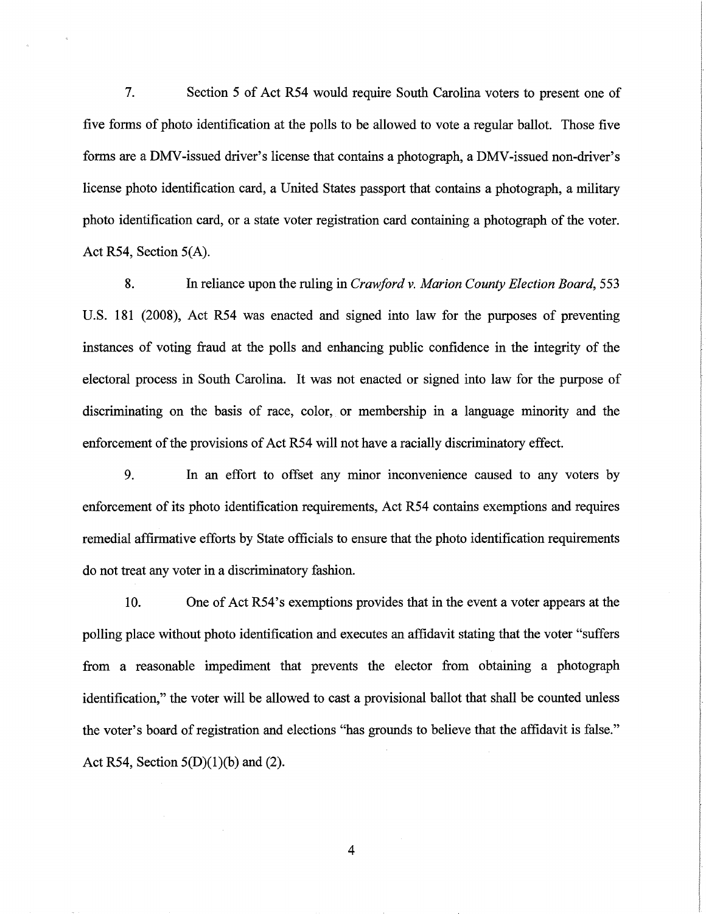7. Section 5 of Act R54 would require South Carolina voters to present one of five forms of photo identification at the polls to be allowed to vote a regular ballot. Those five forms are a DMV-issued driver's license that contains a photograph, a DMV-issued non-driver's license photo identification card, a United States passport that contains a photograph, a military photo identification card, or a state voter registration card containing a photograph of the voter. Act R54, Section 5(A).

8. In reliance upon the ruling in *Crawford v. Marion County Election Board*, 553 U.S. 181 (2008), Act R54 was enacted and signed into law for the purposes of preventing instances of voting fraud at the polls and enhancing public confidence in the integrity of the electoral process in South Carolina. It was not enacted or signed into law for the purpose of discriminating on the basis of race, color, or membership in a language minority and the enforcement of the provisions of Act R54 will not have a racially discriminatory effect.

9. In an effort to offset any minor inconvenience caused to any voters by enforcement of its photo identification requirements, Act R54 contains exemptions and requires remedial affirmative efforts by State officials to ensure that the photo identification requirements do not treat any voter in a discriminatory fashion.

10. One of Act R54's exemptions provides that in the event a voter appears at the polling place without photo identification and executes an affidavit stating that the voter "suffers from a reasonable impediment that prevents the elector from obtaining a photograph identification," the voter will be allowed to cast a provisional ballot that shall be counted unless the voter's board of registration and elections "has grounds to believe that the affidavit is false." Act R54, Section 5(D)(1)(b) and (2).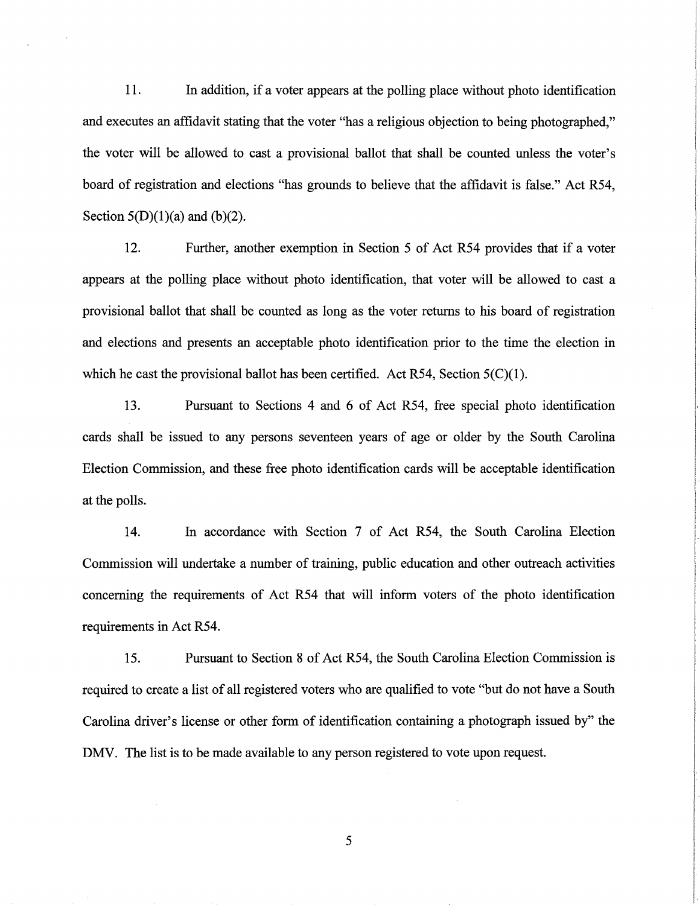11. In addition, if a voter appears at the polling place without photo identification and executes an affidavit stating that the voter "has a religious objection to being photographed," the voter will be allowed to cast a provisional ballot that shall be counted unless the voter's board of registration and elections "has grounds to believe that the affidavit is false." Act R54, Section 5(D)(1)(a) and (b)(2).

12. Further, another exemption in Section 5 of Act R54 provides that if a voter appears at the polling place without photo identification, that voter will be allowed to cast a provisional ballot that shall be counted as long as the voter returns to his board of registration and elections and presents an acceptable photo identification prior to the time the election in which he cast the provisional ballot has been certified. Act R54, Section 5(C)(1).

13. Pursuant to Sections 4 and 6 of Act R54, free special photo identification cards shall be issued to any persons seventeen years of age or older by the South Carolina Election Commission, and these free photo identification cards will be acceptable identification at the polls.

14. In accordance with Section 7 of Act R54, the South Carolina Election Commission will undertake a number of training, public education and other outreach activities concerning the requirements of Act R54 that will inform voters of the photo identification requirements in Act R54.

15. Pursuant to Section 8 of Act R54, the South Carolina Election Commission is required to create a list of all registered voters who are qualified to vote "but do not have a South Carolina driver's license or other form of identification containing a photograph issued by" the DMV. The list is to be made available to any person registered to vote upon request.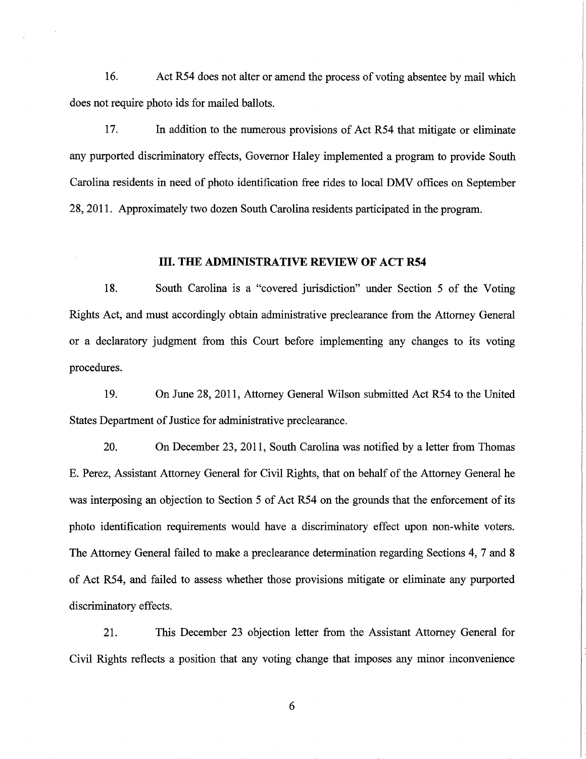16. Act R54 does not alter or amend the process of voting absentee by mail which does not require photo ids for mailed ballots.

17. In addition to the numerous provisions of Act R54 that mitigate or eliminate any purported discriminatory effects, Governor Haley implemented a program to provide South Carolina residents in need of photo identification free rides to local DMV offices on September 28, 2011. Approximately two dozen South Carolina residents participated in the program.

## III. THE ADMINISTRATIVE REVIEW OF ACT R54

18. South Carolina is a "covered jurisdiction" under Section 5 of the Voting Rights Act, and must accordingly obtain administrative preclearance from the Attorney General or a declaratory judgment from this Court before implementing any changes to its voting procedures.

19. On June 28, 2011, Attorney General Wilson submitted Act R54 to the United States Department of Justice for administrative preclearance.

20. On December 23, 2011, South Carolina was notified by a letter from Thomas E. Perez, Assistant Attorney General for Civil Rights, that on behalf of the Attorney General he was interposing an objection to Section 5 of Act R54 on the grounds that the enforcement of its photo identification requirements would have a discriminatory effect upon non-white voters. The Attorney General failed to make a preclearance determination regarding Sections 4, 7 and 8 of Act R54, and failed to assess whether those provisions mitigate or eliminate any purported discriminatory effects.

21. This December 23 objection letter from the Assistant Attorney General for Civil Rights reflects a position that any voting change that imposes any minor inconvenience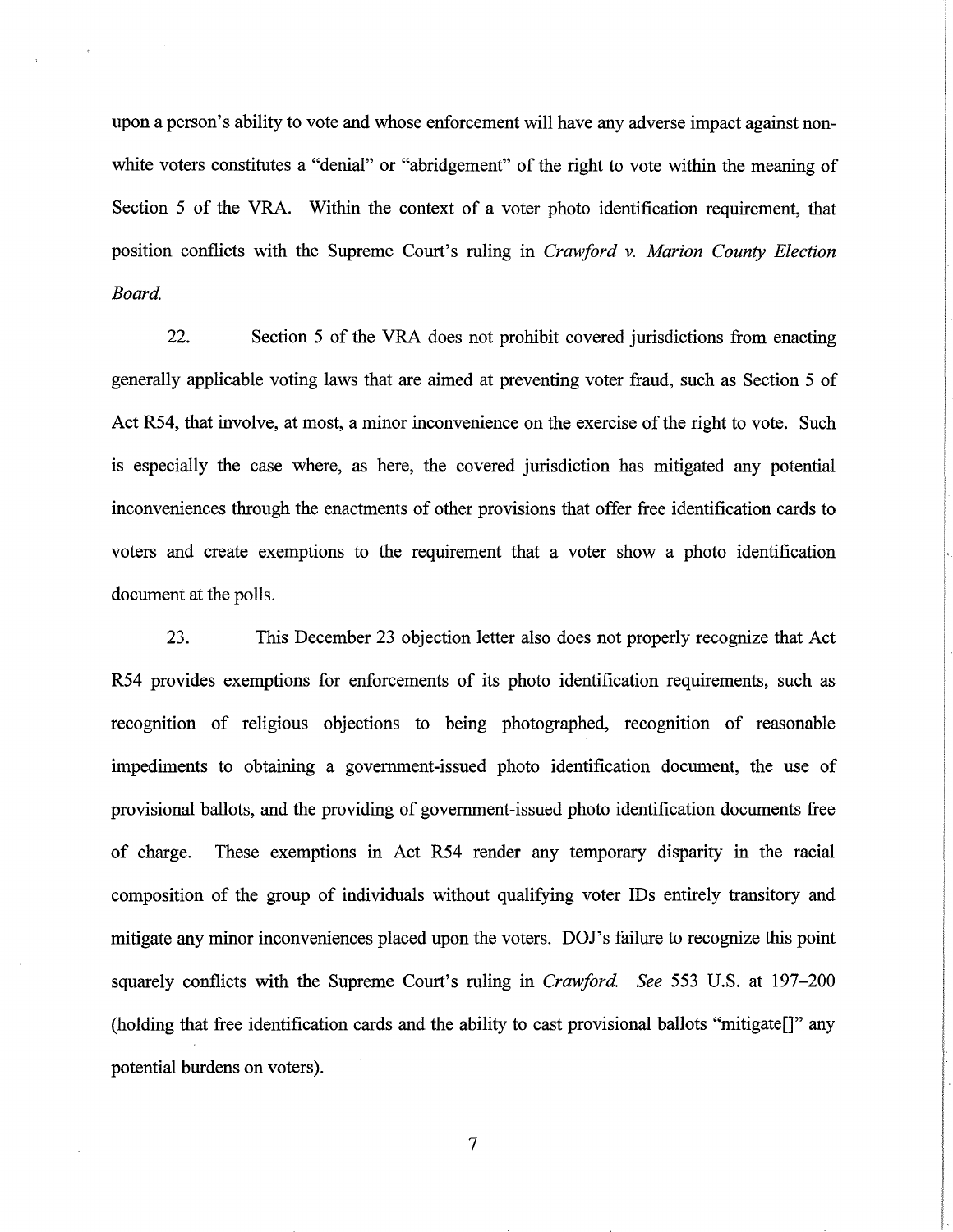upon a person's ability to vote and whose enforcement will have any adverse impact against non-white voters constitutes a "denial" or "abridgement" of the right to vote within the meaning of Section 5 of the VRA. Within the context of a voter photo identification requirement, that position conflicts with the Supreme Court's ruling in *Crawford v. Marion County Election Board.*

22. Section 5 of the VRA does not prohibit covered jurisdictions from enacting generally applicable voting laws that are aimed at preventing voter fraud, such as Section 5 of Act R54, that involve, at most, a minor inconvenience on the exercise of the right to vote. Such is especially the case where, as here, the covered jurisdiction has mitigated any potential inconveniences through the enactments of other provisions that offer free identification cards to voters and create exemptions to the requirement that a voter show a photo identification document at the polls.

23. This December 23 objection letter also does not properly recognize that Act R54 provides exemptions for enforcements of its photo identification requirements, such as recognition of religious objections to being photographed, recognition of reasonable impediments to obtaining a government-issued photo identification document, the use of provisional ballots, and the providing of government-issued photo identification documents free of charge. These exemptions in Act R54 render any temporary disparity in the racial composition of the group of individuals without qualifying voter IDs entirely transitory and mitigate any minor inconveniences placed upon the voters. DOJ's failure to recognize this point squarely conflicts with the Supreme Court's ruling in *Crawford. See* 553 U.S. at 197–200 (holding that free identification cards and the ability to cast provisional ballots "mitigate[]" any potential burdens on voters).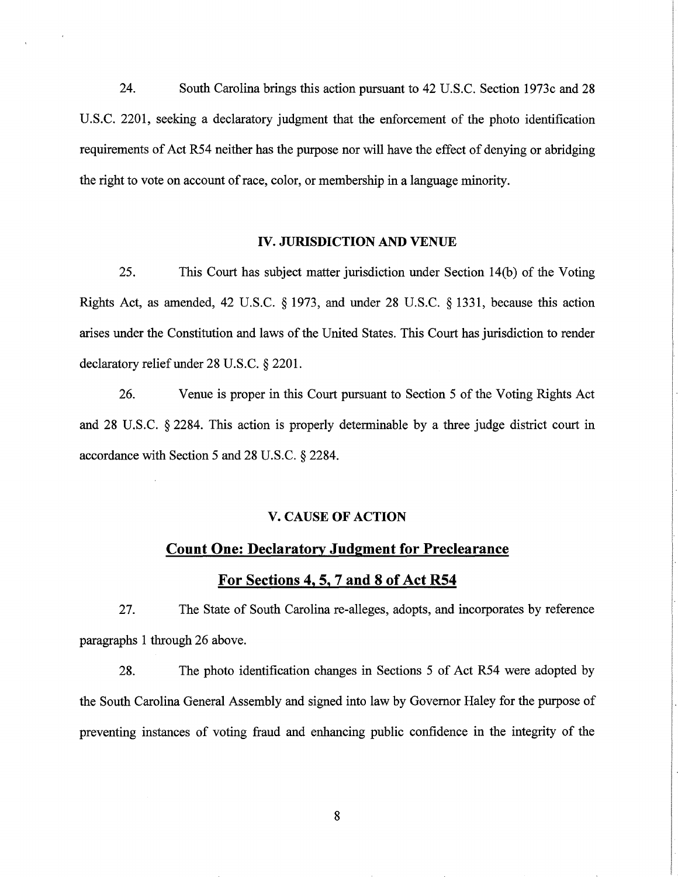24. South Carolina brings this action pursuant to 42 U.S.C. Section 1973c and 28 U.S.C. 2201, seeking a declaratory judgment that the enforcement of the photo identification requirements of Act R54 neither has the purpose nor will have the effect of denying or abridging the right to vote on account of race, color, or membership in a language minority.

## IV. JURISDICTION AND VENUE

25. This Court has subject matter jurisdiction under Section 14(b) of the Voting Rights Act, as amended, 42 U.S.C. § 1973, and under 28 U.S.C. § 1331, because this action arises under the Constitution and laws of the United States. This Court has jurisdiction to render declaratory relief under 28 U.S.C. § 2201.

26. Venue is proper in this Court pursuant to Section 5 of the Voting Rights Act and 28 U.S.C. § 2284. This action is properly determinable by a three judge district court in accordance with Section 5 and 28 U.S.C. § 2284.

## V. CAUSE OF ACTION

### Count One: Declaratory Judgment for Preclearance

### For Sections 4, 5, 7 and 8 of Act R54

27. The State of South Carolina re-alleges, adopts, and incorporates by reference paragraphs 1 through 26 above.

28. The photo identification changes in Sections 5 of Act R54 were adopted by the South Carolina General Assembly and signed into law by Governor Haley for the purpose of preventing instances of voting fraud and enhancing public confidence in the integrity of the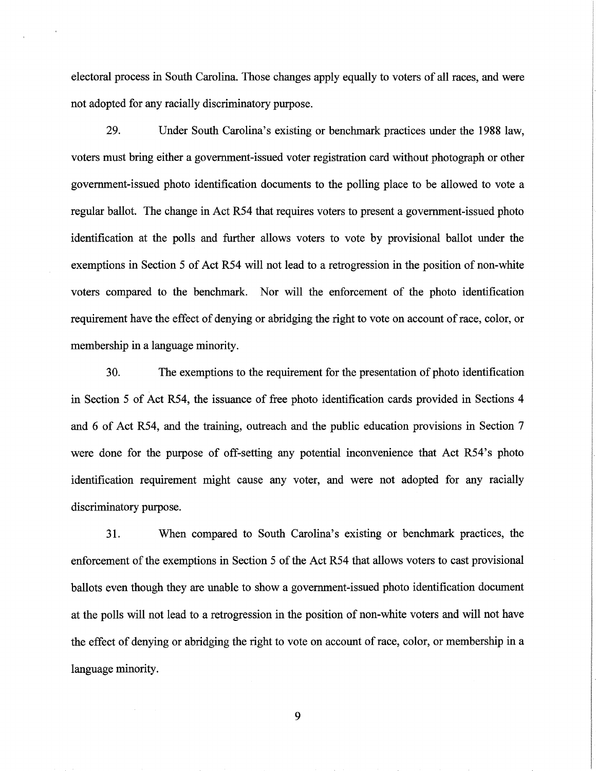electoral process in South Carolina. Those changes apply equally to voters of all races, and were not adopted for any racially discriminatory purpose.

29. Under South Carolina's existing or benchmark practices under the 1988 law, voters must bring either a government-issued voter registration card without photograph or other government-issued photo identification documents to the polling place to be allowed to vote a regular ballot. The change in Act R54 that requires voters to present a government-issued photo identification at the polls and further allows voters to vote by provisional ballot under the exemptions in Section 5 of Act R54 will not lead to a retrogression in the position of non-white voters compared to the benchmark. Nor will the enforcement of the photo identification requirement have the effect of denying or abridging the right to vote on account of race, color, or membership in a language minority.

30. The exemptions to the requirement for the presentation of photo identification in Section 5 of Act R54, the issuance of free photo identification cards provided in Sections 4 and 6 of Act R54, and the training, outreach and the public education provisions in Section 7 were done for the purpose of off-setting any potential inconvenience that Act R54's photo identification requirement might cause any voter, and were not adopted for any racially discriminatory purpose.

31. When compared to South Carolina's existing or benchmark practices, the enforcement of the exemptions in Section 5 of the Act R54 that allows voters to cast provisional ballots even though they are unable to show a government-issued photo identification document at the polls will not lead to a retrogression in the position of non-white voters and will not have the effect of denying or abridging the right to vote on account of race, color, or membership in a language minority.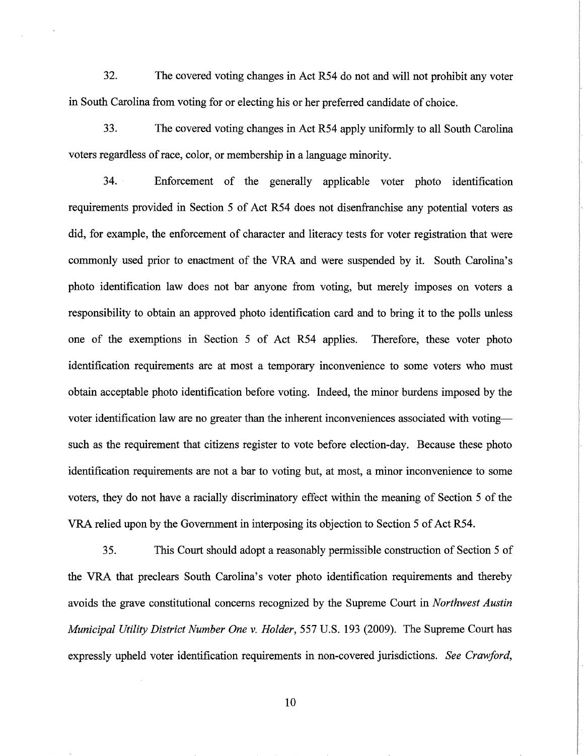32. The covered voting changes in Act R54 do not and will not prohibit any voter in South Carolina from voting for or electing his or her preferred candidate of choice.

33. The covered voting changes in Act R54 apply uniformly to all South Carolina voters regardless of race, color, or membership in a language minority.

34. Enforcement of the generally applicable voter photo identification requirements provided in Section 5 of Act R54 does not disenfranchise any potential voters as did, for example, the enforcement of character and literacy tests for voter registration that were commonly used prior to enactment of the VRA and were suspended by it. South Carolina's photo identification law does not bar anyone from voting, but merely imposes on voters a responsibility to obtain an approved photo identification card and to bring it to the polls unless one of the exemptions in Section 5 of Act R54 applies. Therefore, these voter photo identification requirements are at most a temporary inconvenience to some voters who must obtain acceptable photo identification before voting. Indeed, the minor burdens imposed by the voter identification law are no greater than the inherent inconveniences associated with voting—such as the requirement that citizens register to vote before election-day. Because these photo identification requirements are not a bar to voting but, at most, a minor inconvenience to some voters, they do not have a racially discriminatory effect within the meaning of Section 5 of the VRA relied upon by the Government in interposing its objection to Section 5 of Act R54.

35. This Court should adopt a reasonably permissible construction of Section 5 of the VRA that preclears South Carolina's voter photo identification requirements and thereby avoids the grave constitutional concerns recognized by the Supreme Court in *Northwest Austin Municipal Utility District Number One v. Holder*, 557 U.S. 193 (2009). The Supreme Court has expressly upheld voter identification requirements in non-covered jurisdictions. *See Crawford*,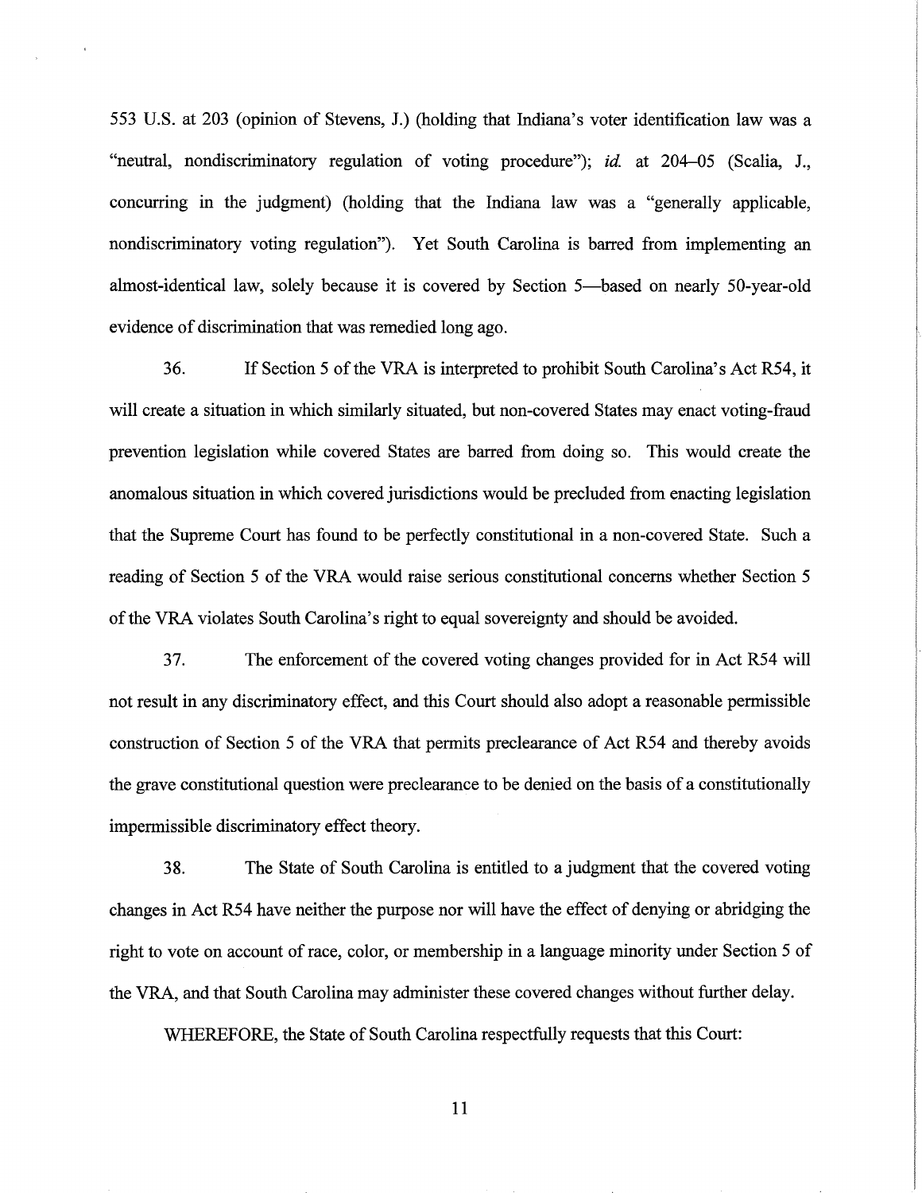553 U.S. at 203 (opinion of Stevens, J.) (holding that Indiana's voter identification law was a "neutral, nondiscriminatory regulation of voting procedure"); *id.* at 204–05 (Scalia, J., concurring in the judgment) (holding that the Indiana law was a "generally applicable, nondiscriminatory voting regulation"). Yet South Carolina is barred from implementing an almost-identical law, solely because it is covered by Section 5—based on nearly 50-year-old evidence of discrimination that was remedied long ago.

36. If Section 5 of the VRA is interpreted to prohibit South Carolina's Act R54, it will create a situation in which similarly situated, but non-covered States may enact voting-fraud prevention legislation while covered States are barred from doing so. This would create the anomalous situation in which covered jurisdictions would be precluded from enacting legislation that the Supreme Court has found to be perfectly constitutional in a non-covered State. Such a reading of Section 5 of the VRA would raise serious constitutional concerns whether Section 5 of the VRA violates South Carolina's right to equal sovereignty and should be avoided.

37. The enforcement of the covered voting changes provided for in Act R54 will not result in any discriminatory effect, and this Court should also adopt a reasonable permissible construction of Section 5 of the VRA that permits preclearance of Act R54 and thereby avoids the grave constitutional question were preclearance to be denied on the basis of a constitutionally impermissible discriminatory effect theory.

38. The State of South Carolina is entitled to a judgment that the covered voting changes in Act R54 have neither the purpose nor will have the effect of denying or abridging the right to vote on account of race, color, or membership in a language minority under Section 5 of the VRA, and that South Carolina may administer these covered changes without further delay.

WHEREFORE, the State of South Carolina respectfully requests that this Court: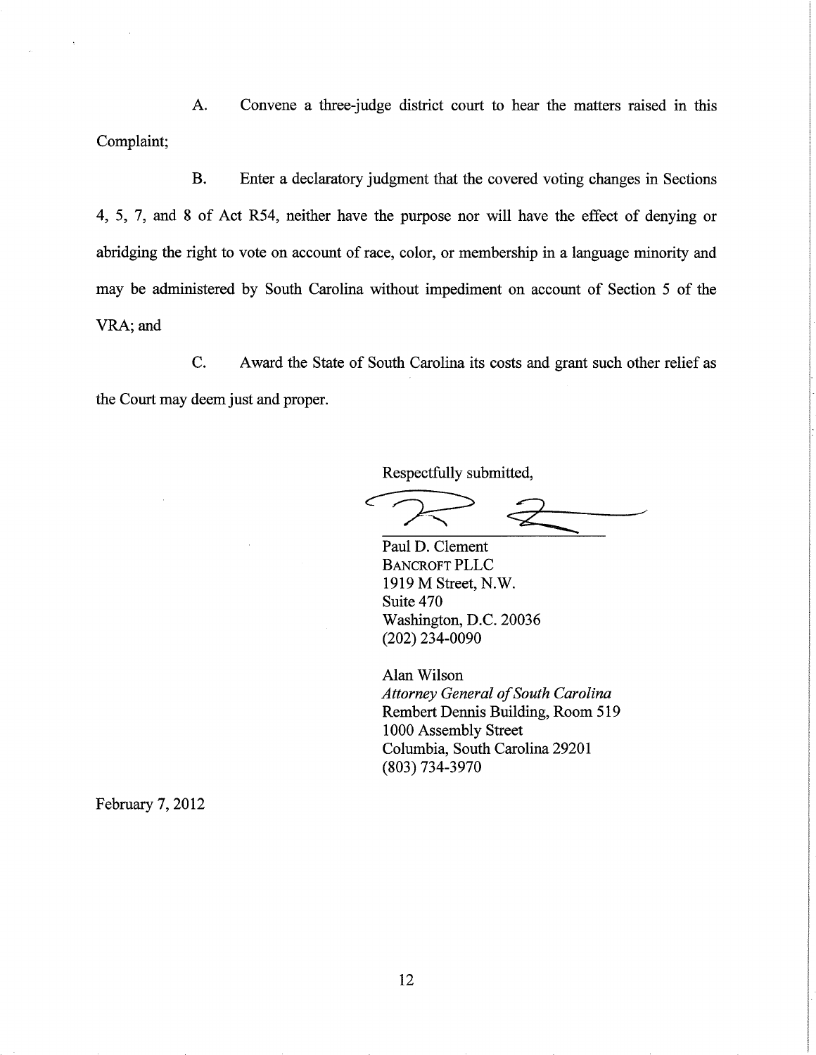A. Convene a three-judge district court to hear the matters raised in this Complaint;

B. Enter a declaratory judgment that the covered voting changes in Sections 4, 5, 7, and 8 of Act R54, neither have the purpose nor will have the effect of denying or abridging the right to vote on account of race, color, or membership in a language minority and may be administered by South Carolina without impediment on account of Section 5 of the VRA; and

C. Award the State of South Carolina its costs and grant such other relief as the Court may deem just and proper.

Respectfully submitted,

Paul D. Clement
BANCROFT PLLC
1919 M Street, N.W.
Suite 470
Washington, D.C. 20036
(202) 234-0090

Alan Wilson
*Attorney General of South Carolina*
Rembert Dennis Building, Room 519
1000 Assembly Street
Columbia, South Carolina 29201
(803) 734-3970

February 7, 2012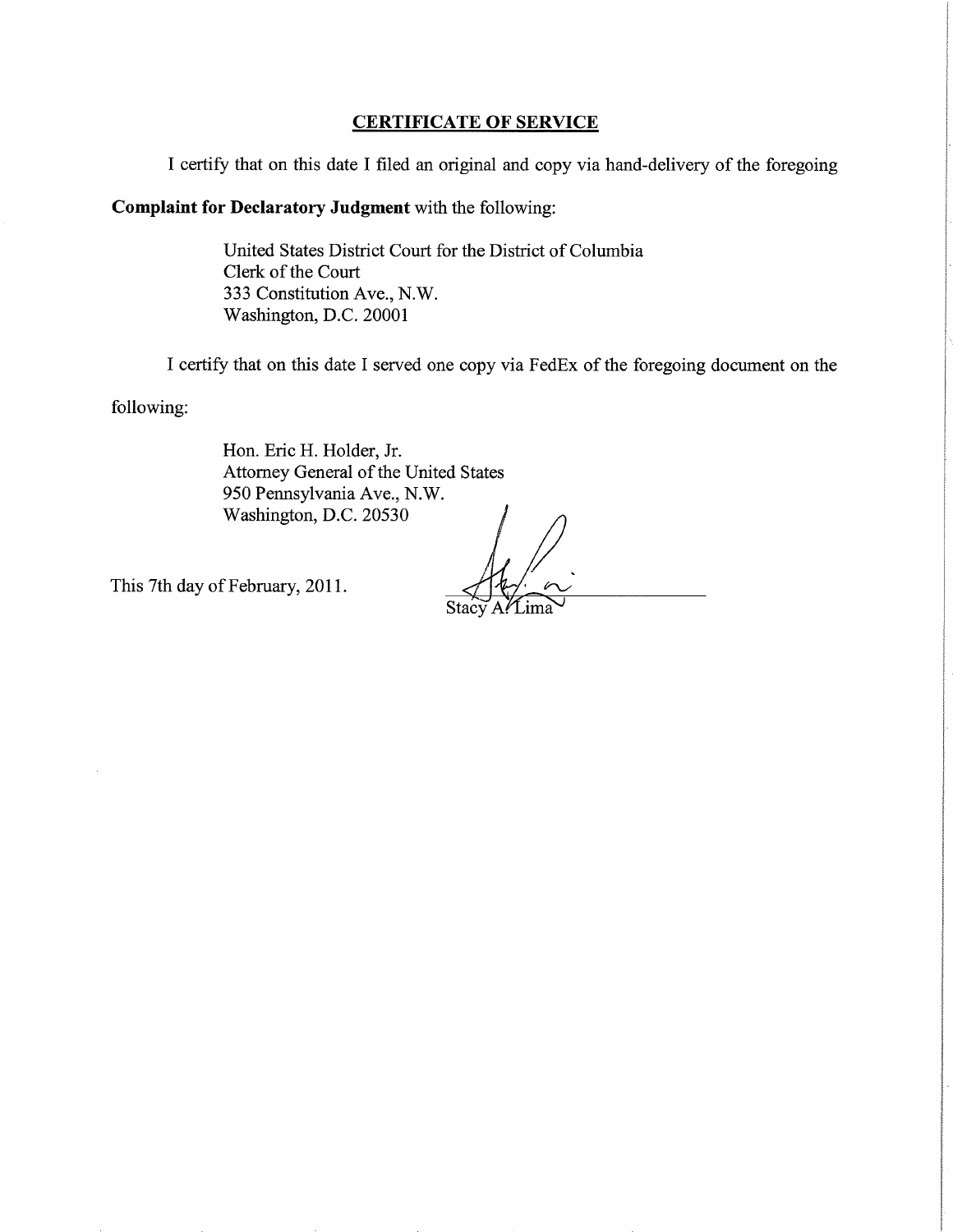**CERTIFICATE OF SERVICE**

I certify that on this date I filed an original and copy via hand-delivery of the foregoing **Complaint for Declaratory Judgment** with the following:

> United States District Court for the District of Columbia
> Clerk of the Court
> 333 Constitution Ave., N.W.
> Washington, D.C. 20001

I certify that on this date I served one copy via FedEx of the foregoing document on the following:

> Hon. Eric H. Holder, Jr.
> Attorney General of the United States
> 950 Pennsylvania Ave., N.W.
> Washington, D.C. 20530

This 7th day of February, 2011.

Stacy A. Lima